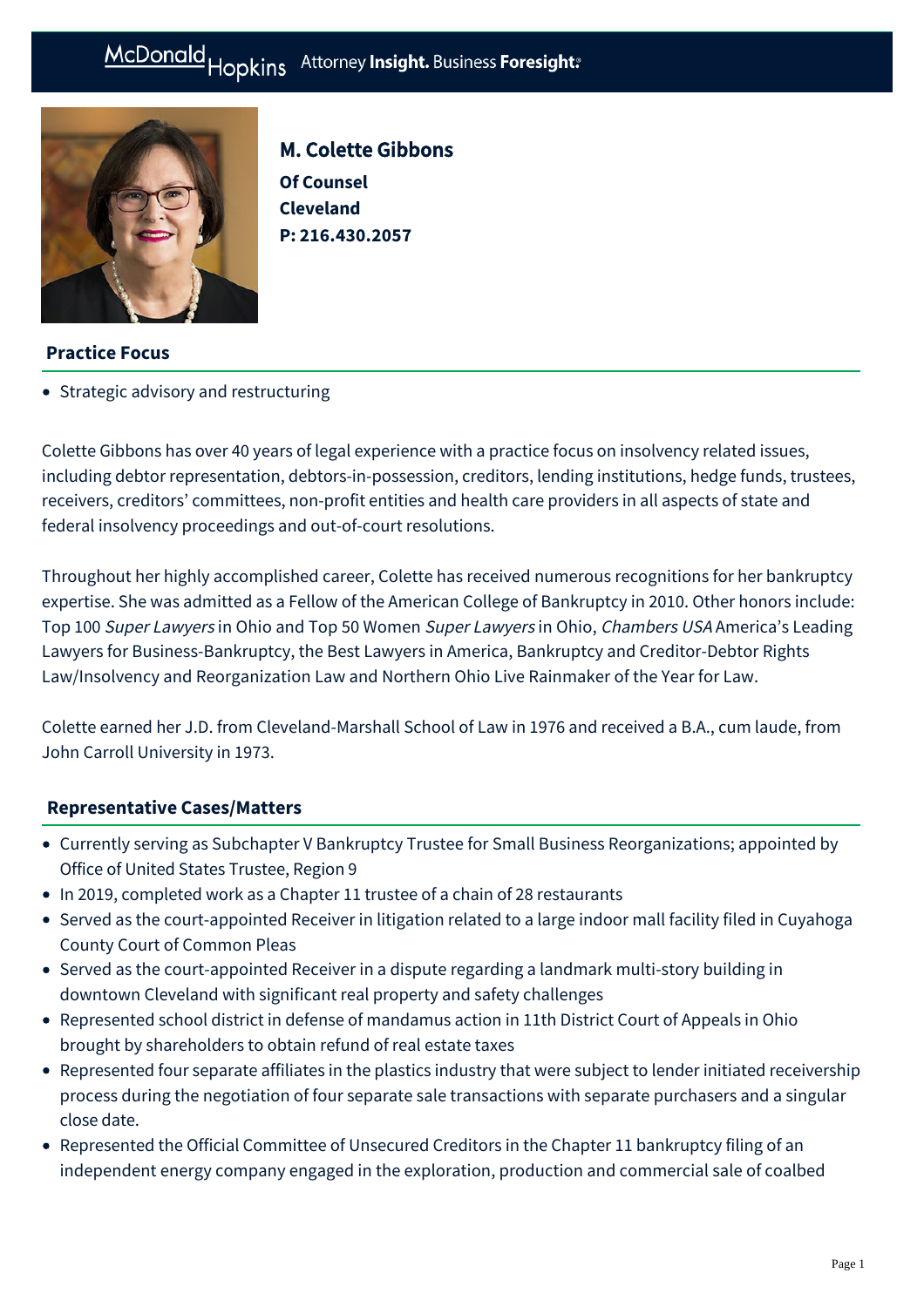McDonald Hopkins Attorney **Insight.** Business **Foresight.**

# M. Colette Gibbons

**Of Counsel**
**Cleveland**
**P: 216.430.2057**

## Practice Focus

- Strategic advisory and restructuring

Colette Gibbons has over 40 years of legal experience with a practice focus on insolvency related issues, including debtor representation, debtors-in-possession, creditors, lending institutions, hedge funds, trustees, receivers, creditors' committees, non-profit entities and health care providers in all aspects of state and federal insolvency proceedings and out-of-court resolutions.

Throughout her highly accomplished career, Colette has received numerous recognitions for her bankruptcy expertise. She was admitted as a Fellow of the American College of Bankruptcy in 2010. Other honors include: Top 100 *Super Lawyers* in Ohio and Top 50 Women *Super Lawyers* in Ohio, *Chambers USA* America's Leading Lawyers for Business-Bankruptcy, the Best Lawyers in America, Bankruptcy and Creditor-Debtor Rights Law/Insolvency and Reorganization Law and Northern Ohio Live Rainmaker of the Year for Law.

Colette earned her J.D. from Cleveland-Marshall School of Law in 1976 and received a B.A., cum laude, from John Carroll University in 1973.

## Representative Cases/Matters

- Currently serving as Subchapter V Bankruptcy Trustee for Small Business Reorganizations; appointed by Office of United States Trustee, Region 9
- In 2019, completed work as a Chapter 11 trustee of a chain of 28 restaurants
- Served as the court-appointed Receiver in litigation related to a large indoor mall facility filed in Cuyahoga County Court of Common Pleas
- Served as the court-appointed Receiver in a dispute regarding a landmark multi-story building in downtown Cleveland with significant real property and safety challenges
- Represented school district in defense of mandamus action in 11th District Court of Appeals in Ohio brought by shareholders to obtain refund of real estate taxes
- Represented four separate affiliates in the plastics industry that were subject to lender initiated receivership process during the negotiation of four separate sale transactions with separate purchasers and a singular close date.
- Represented the Official Committee of Unsecured Creditors in the Chapter 11 bankruptcy filing of an independent energy company engaged in the exploration, production and commercial sale of coalbed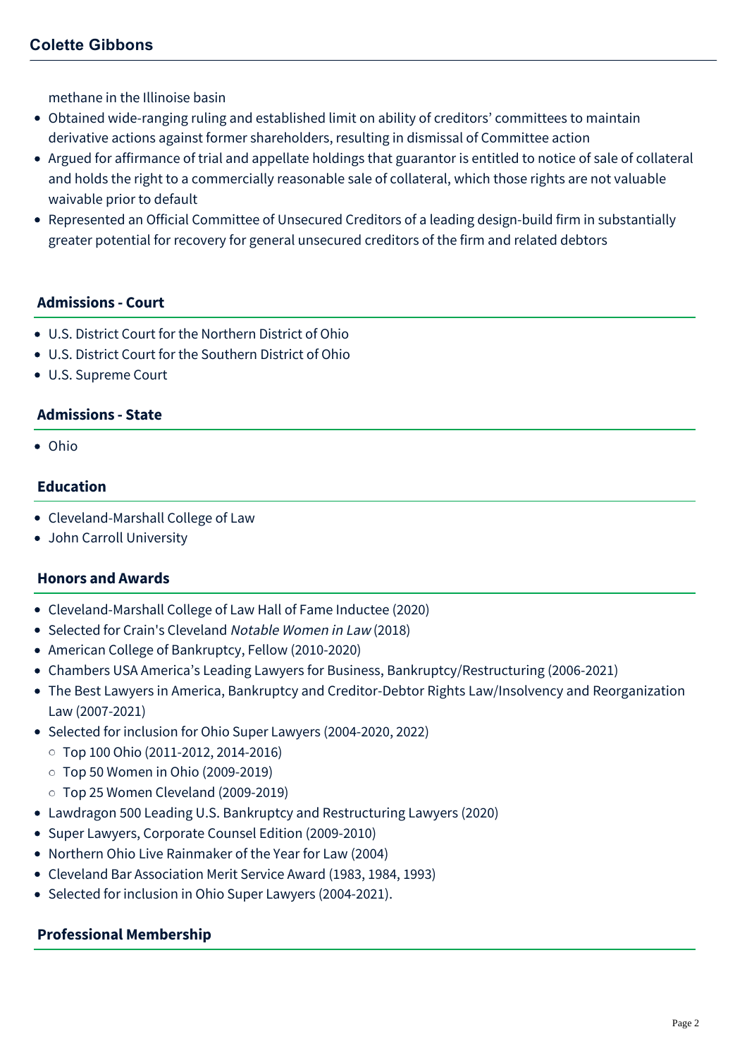methane in the Illinoise basin

- Obtained wide-ranging ruling and established limit on ability of creditors' committees to maintain derivative actions against former shareholders, resulting in dismissal of Committee action
- Argued for affirmance of trial and appellate holdings that guarantor is entitled to notice of sale of collateral and holds the right to a commercially reasonable sale of collateral, which those rights are not valuable waivable prior to default
- Represented an Official Committee of Unsecured Creditors of a leading design-build firm in substantially greater potential for recovery for general unsecured creditors of the firm and related debtors

## Admissions - Court

- U.S. District Court for the Northern District of Ohio
- U.S. District Court for the Southern District of Ohio
- U.S. Supreme Court

## Admissions - State

- Ohio

## Education

- Cleveland-Marshall College of Law
- John Carroll University

## Honors and Awards

- Cleveland-Marshall College of Law Hall of Fame Inductee (2020)
- Selected for Crain's Cleveland *Notable Women in Law* (2018)
- American College of Bankruptcy, Fellow (2010-2020)
- Chambers USA America's Leading Lawyers for Business, Bankruptcy/Restructuring (2006-2021)
- The Best Lawyers in America, Bankruptcy and Creditor-Debtor Rights Law/Insolvency and Reorganization Law (2007-2021)
- Selected for inclusion for Ohio Super Lawyers (2004-2020, 2022)
  - Top 100 Ohio (2011-2012, 2014-2016)
  - Top 50 Women in Ohio (2009-2019)
  - Top 25 Women Cleveland (2009-2019)
- Lawdragon 500 Leading U.S. Bankruptcy and Restructuring Lawyers (2020)
- Super Lawyers, Corporate Counsel Edition (2009-2010)
- Northern Ohio Live Rainmaker of the Year for Law (2004)
- Cleveland Bar Association Merit Service Award (1983, 1984, 1993)
- Selected for inclusion in Ohio Super Lawyers (2004-2021).

## Professional Membership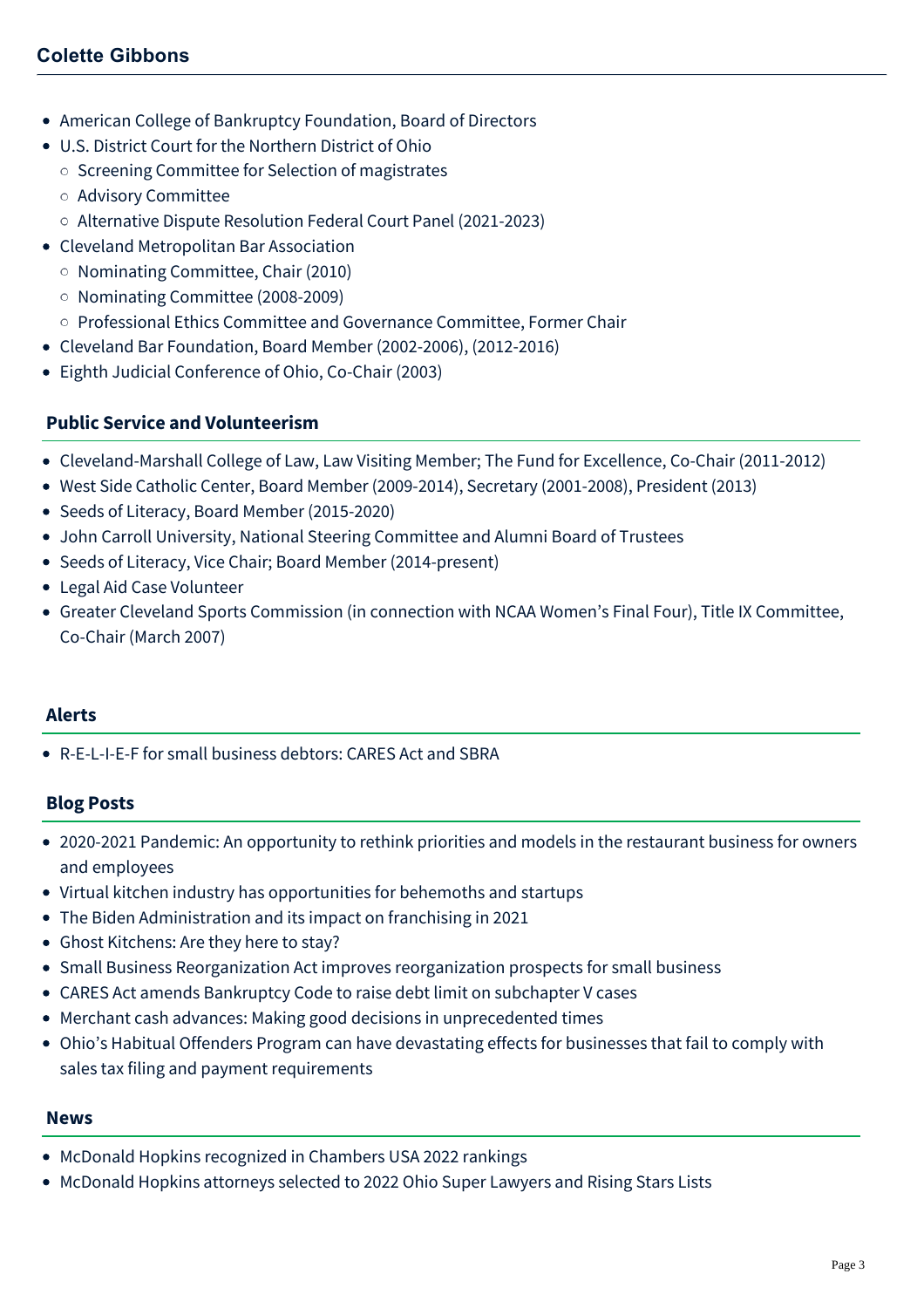- American College of Bankruptcy Foundation, Board of Directors
- U.S. District Court for the Northern District of Ohio
  - Screening Committee for Selection of magistrates
  - Advisory Committee
  - Alternative Dispute Resolution Federal Court Panel (2021-2023)
- Cleveland Metropolitan Bar Association
  - Nominating Committee, Chair (2010)
  - Nominating Committee (2008-2009)
  - Professional Ethics Committee and Governance Committee, Former Chair
- Cleveland Bar Foundation, Board Member (2002-2006), (2012-2016)
- Eighth Judicial Conference of Ohio, Co-Chair (2003)

## Public Service and Volunteerism

- Cleveland-Marshall College of Law, Law Visiting Member; The Fund for Excellence, Co-Chair (2011-2012)
- West Side Catholic Center, Board Member (2009-2014), Secretary (2001-2008), President (2013)
- Seeds of Literacy, Board Member (2015-2020)
- John Carroll University, National Steering Committee and Alumni Board of Trustees
- Seeds of Literacy, Vice Chair; Board Member (2014-present)
- Legal Aid Case Volunteer
- Greater Cleveland Sports Commission (in connection with NCAA Women's Final Four), Title IX Committee, Co-Chair (March 2007)

## Alerts

- R-E-L-I-E-F for small business debtors: CARES Act and SBRA

## Blog Posts

- 2020-2021 Pandemic: An opportunity to rethink priorities and models in the restaurant business for owners and employees
- Virtual kitchen industry has opportunities for behemoths and startups
- The Biden Administration and its impact on franchising in 2021
- Ghost Kitchens: Are they here to stay?
- Small Business Reorganization Act improves reorganization prospects for small business
- CARES Act amends Bankruptcy Code to raise debt limit on subchapter V cases
- Merchant cash advances: Making good decisions in unprecedented times
- Ohio's Habitual Offenders Program can have devastating effects for businesses that fail to comply with sales tax filing and payment requirements

## News

- McDonald Hopkins recognized in Chambers USA 2022 rankings
- McDonald Hopkins attorneys selected to 2022 Ohio Super Lawyers and Rising Stars Lists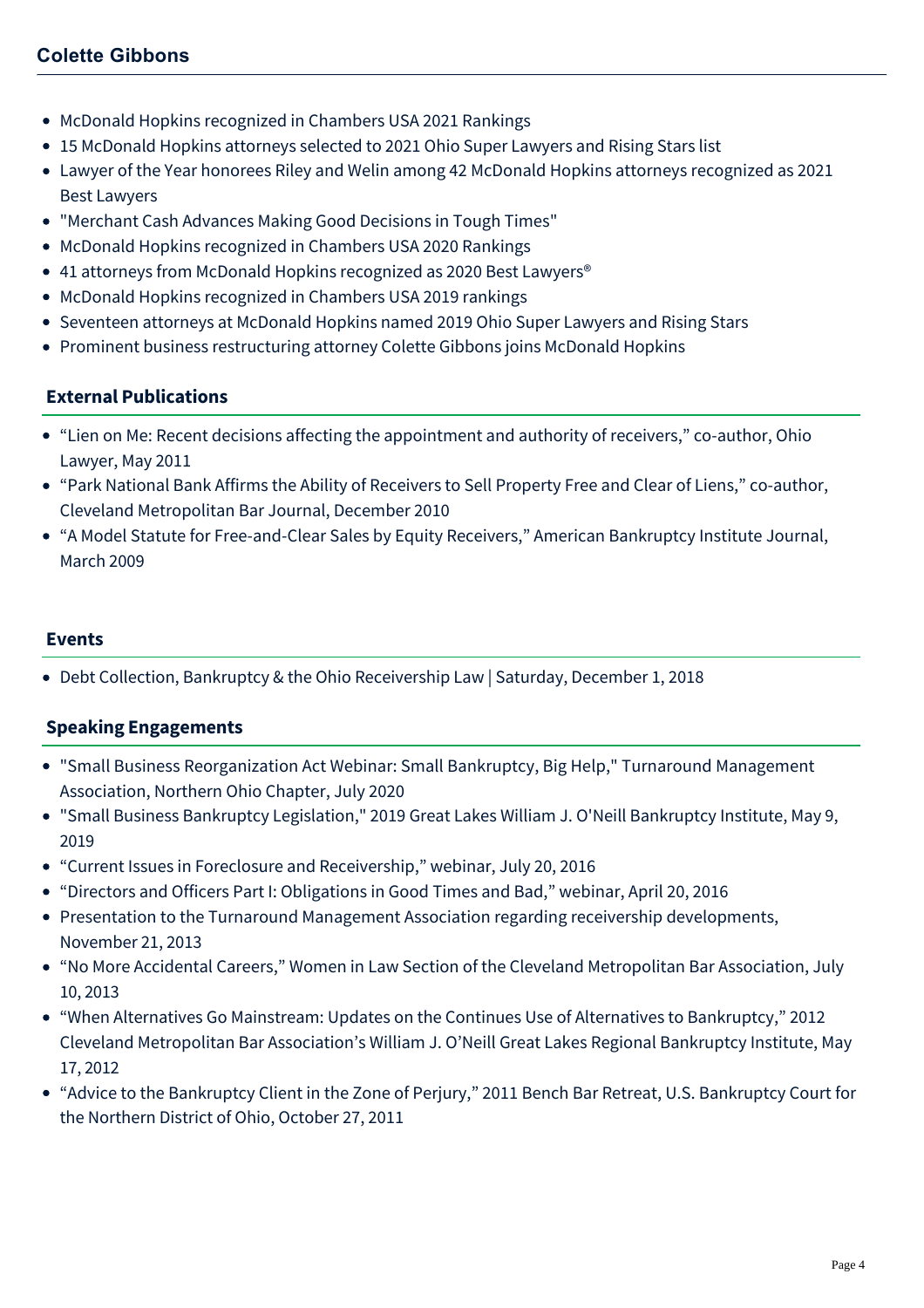- McDonald Hopkins recognized in Chambers USA 2021 Rankings
- 15 McDonald Hopkins attorneys selected to 2021 Ohio Super Lawyers and Rising Stars list
- Lawyer of the Year honorees Riley and Welin among 42 McDonald Hopkins attorneys recognized as 2021 Best Lawyers
- "Merchant Cash Advances Making Good Decisions in Tough Times"
- McDonald Hopkins recognized in Chambers USA 2020 Rankings
- 41 attorneys from McDonald Hopkins recognized as 2020 Best Lawyers®
- McDonald Hopkins recognized in Chambers USA 2019 rankings
- Seventeen attorneys at McDonald Hopkins named 2019 Ohio Super Lawyers and Rising Stars
- Prominent business restructuring attorney Colette Gibbons joins McDonald Hopkins

## External Publications

- "Lien on Me: Recent decisions affecting the appointment and authority of receivers," co-author, Ohio Lawyer, May 2011
- "Park National Bank Affirms the Ability of Receivers to Sell Property Free and Clear of Liens," co-author, Cleveland Metropolitan Bar Journal, December 2010
- "A Model Statute for Free-and-Clear Sales by Equity Receivers," American Bankruptcy Institute Journal, March 2009

## Events

- Debt Collection, Bankruptcy & the Ohio Receivership Law | Saturday, December 1, 2018

## Speaking Engagements

- "Small Business Reorganization Act Webinar: Small Bankruptcy, Big Help," Turnaround Management Association, Northern Ohio Chapter, July 2020
- "Small Business Bankruptcy Legislation," 2019 Great Lakes William J. O'Neill Bankruptcy Institute, May 9, 2019
- "Current Issues in Foreclosure and Receivership," webinar, July 20, 2016
- "Directors and Officers Part I: Obligations in Good Times and Bad," webinar, April 20, 2016
- Presentation to the Turnaround Management Association regarding receivership developments, November 21, 2013
- "No More Accidental Careers," Women in Law Section of the Cleveland Metropolitan Bar Association, July 10, 2013
- "When Alternatives Go Mainstream: Updates on the Continues Use of Alternatives to Bankruptcy," 2012 Cleveland Metropolitan Bar Association's William J. O'Neill Great Lakes Regional Bankruptcy Institute, May 17, 2012
- "Advice to the Bankruptcy Client in the Zone of Perjury," 2011 Bench Bar Retreat, U.S. Bankruptcy Court for the Northern District of Ohio, October 27, 2011